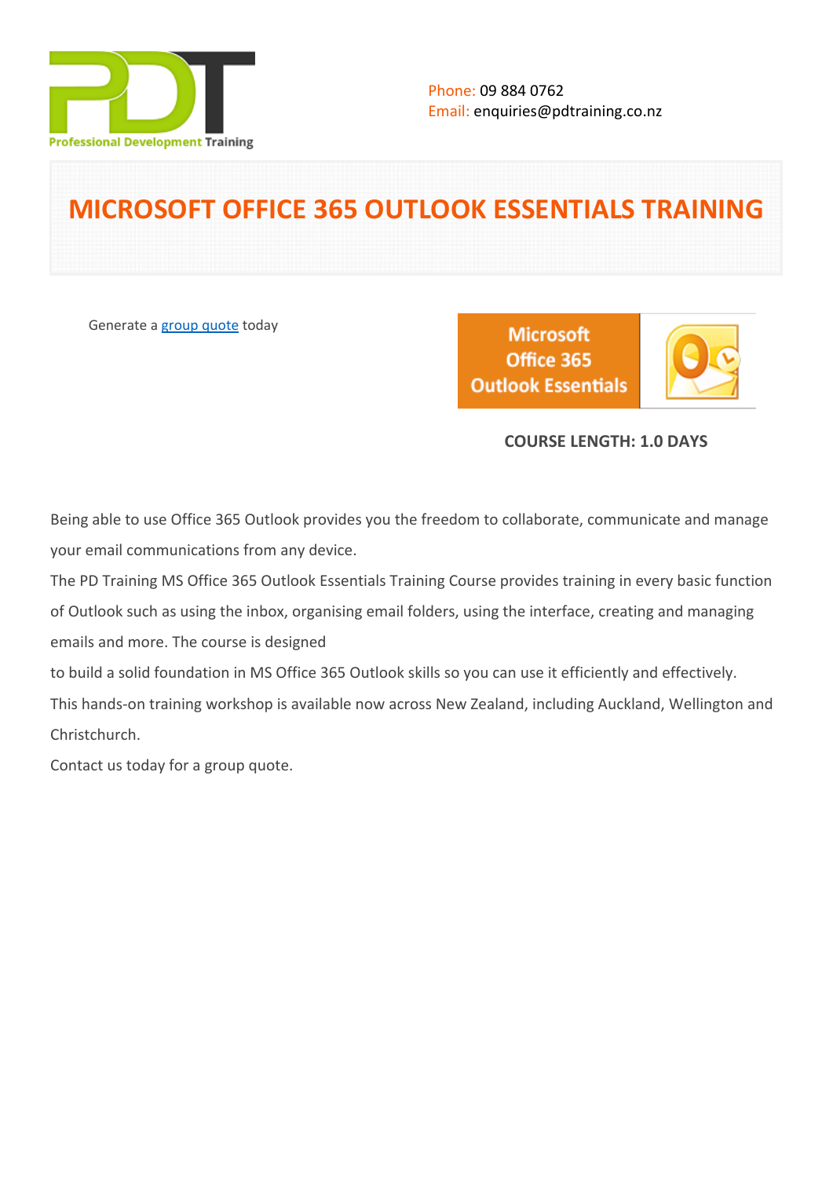Phone: 09 884 0762
Email: enquiries@pdtraining.co.nz

# MICROSOFT OFFICE 365 OUTLOOK ESSENTIALS TRAINING

Generate a [group quote](group quote) today

**COURSE LENGTH: 1.0 DAYS**

Being able to use Office 365 Outlook provides you the freedom to collaborate, communicate and manage your email communications from any device.

The PD Training MS Office 365 Outlook Essentials Training Course provides training in every basic function of Outlook such as using the inbox, organising email folders, using the interface, creating and managing emails and more. The course is designed

to build a solid foundation in MS Office 365 Outlook skills so you can use it efficiently and effectively.

This hands-on training workshop is available now across New Zealand, including Auckland, Wellington and Christchurch.

Contact us today for a group quote.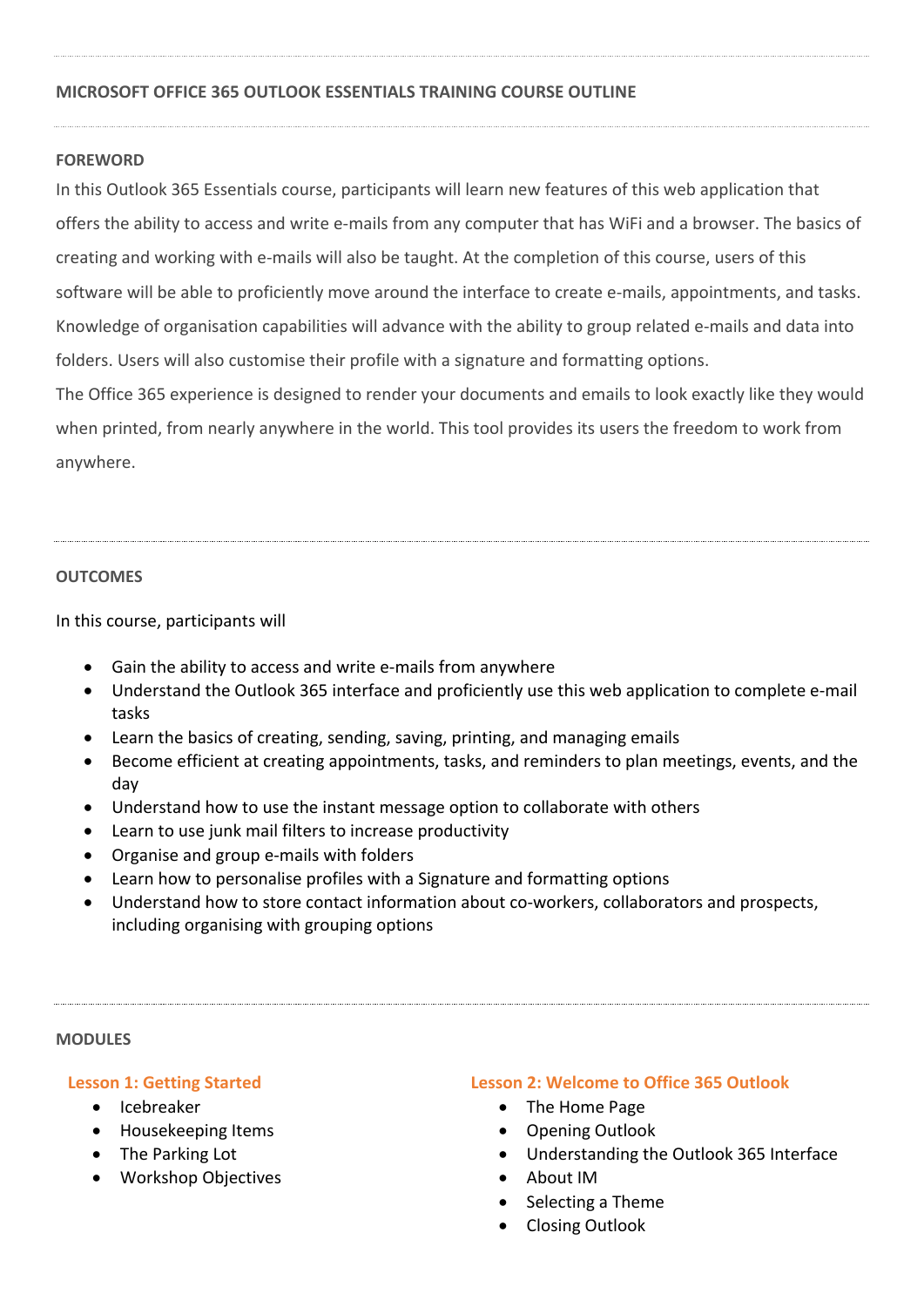# MICROSOFT OFFICE 365 OUTLOOK ESSENTIALS TRAINING COURSE OUTLINE

## FOREWORD

In this Outlook 365 Essentials course, participants will learn new features of this web application that offers the ability to access and write e-mails from any computer that has WiFi and a browser. The basics of creating and working with e-mails will also be taught. At the completion of this course, users of this software will be able to proficiently move around the interface to create e-mails, appointments, and tasks. Knowledge of organisation capabilities will advance with the ability to group related e-mails and data into folders. Users will also customise their profile with a signature and formatting options.

The Office 365 experience is designed to render your documents and emails to look exactly like they would when printed, from nearly anywhere in the world. This tool provides its users the freedom to work from anywhere.

## OUTCOMES

In this course, participants will

- Gain the ability to access and write e-mails from anywhere
- Understand the Outlook 365 interface and proficiently use this web application to complete e-mail tasks
- Learn the basics of creating, sending, saving, printing, and managing emails
- Become efficient at creating appointments, tasks, and reminders to plan meetings, events, and the day
- Understand how to use the instant message option to collaborate with others
- Learn to use junk mail filters to increase productivity
- Organise and group e-mails with folders
- Learn how to personalise profiles with a Signature and formatting options
- Understand how to store contact information about co-workers, collaborators and prospects, including organising with grouping options

## MODULES

### Lesson 1: Getting Started

- Icebreaker
- Housekeeping Items
- The Parking Lot
- Workshop Objectives

### Lesson 2: Welcome to Office 365 Outlook

- The Home Page
- Opening Outlook
- Understanding the Outlook 365 Interface
- About IM
- Selecting a Theme
- Closing Outlook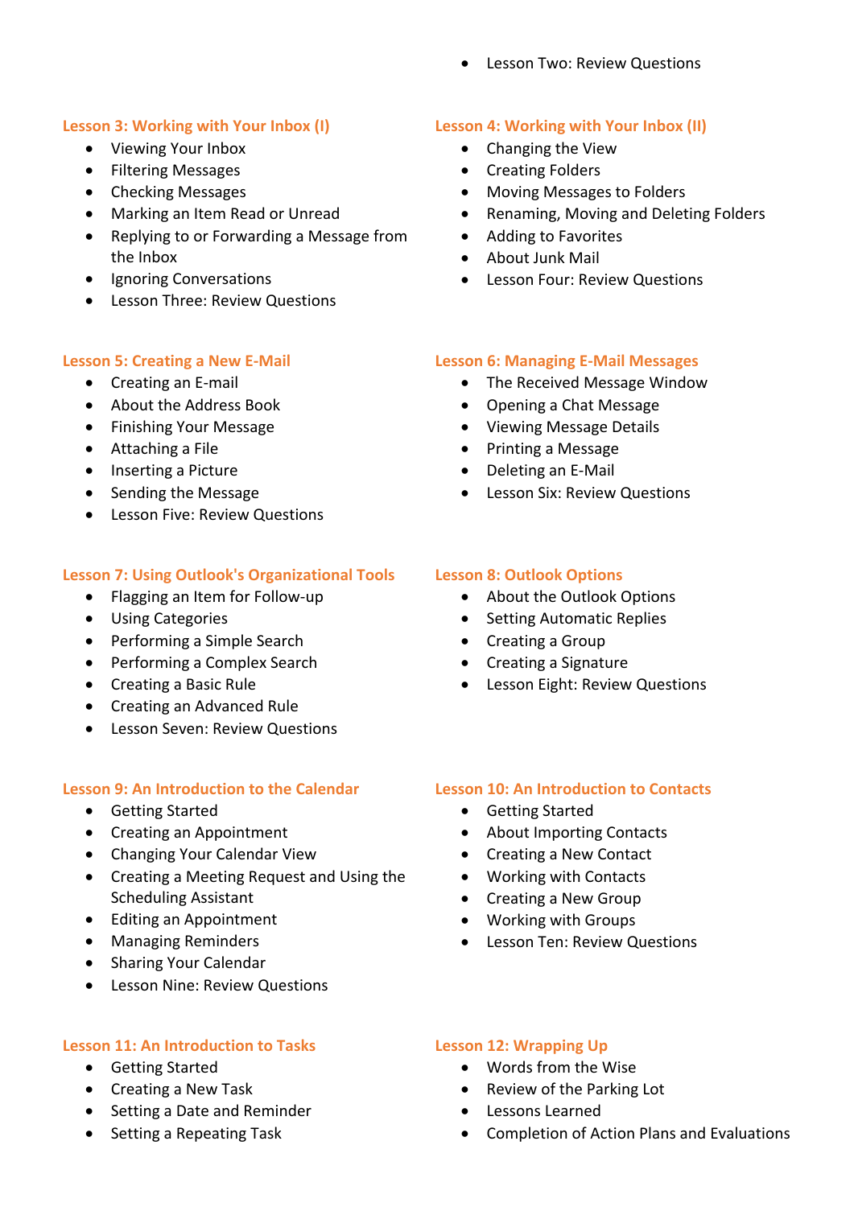- Lesson Two: Review Questions

### Lesson 3: Working with Your Inbox (I)

- Viewing Your Inbox
- Filtering Messages
- Checking Messages
- Marking an Item Read or Unread
- Replying to or Forwarding a Message from the Inbox
- Ignoring Conversations
- Lesson Three: Review Questions

### Lesson 4: Working with Your Inbox (II)

- Changing the View
- Creating Folders
- Moving Messages to Folders
- Renaming, Moving and Deleting Folders
- Adding to Favorites
- About Junk Mail
- Lesson Four: Review Questions

### Lesson 5: Creating a New E-Mail

- Creating an E-mail
- About the Address Book
- Finishing Your Message
- Attaching a File
- Inserting a Picture
- Sending the Message
- Lesson Five: Review Questions

### Lesson 6: Managing E-Mail Messages

- The Received Message Window
- Opening a Chat Message
- Viewing Message Details
- Printing a Message
- Deleting an E-Mail
- Lesson Six: Review Questions

### Lesson 7: Using Outlook's Organizational Tools

- Flagging an Item for Follow-up
- Using Categories
- Performing a Simple Search
- Performing a Complex Search
- Creating a Basic Rule
- Creating an Advanced Rule
- Lesson Seven: Review Questions

### Lesson 8: Outlook Options

- About the Outlook Options
- Setting Automatic Replies
- Creating a Group
- Creating a Signature
- Lesson Eight: Review Questions

### Lesson 9: An Introduction to the Calendar

- Getting Started
- Creating an Appointment
- Changing Your Calendar View
- Creating a Meeting Request and Using the Scheduling Assistant
- Editing an Appointment
- Managing Reminders
- Sharing Your Calendar
- Lesson Nine: Review Questions

### Lesson 10: An Introduction to Contacts

- Getting Started
- About Importing Contacts
- Creating a New Contact
- Working with Contacts
- Creating a New Group
- Working with Groups
- Lesson Ten: Review Questions

### Lesson 11: An Introduction to Tasks

- Getting Started
- Creating a New Task
- Setting a Date and Reminder
- Setting a Repeating Task

### Lesson 12: Wrapping Up

- Words from the Wise
- Review of the Parking Lot
- Lessons Learned
- Completion of Action Plans and Evaluations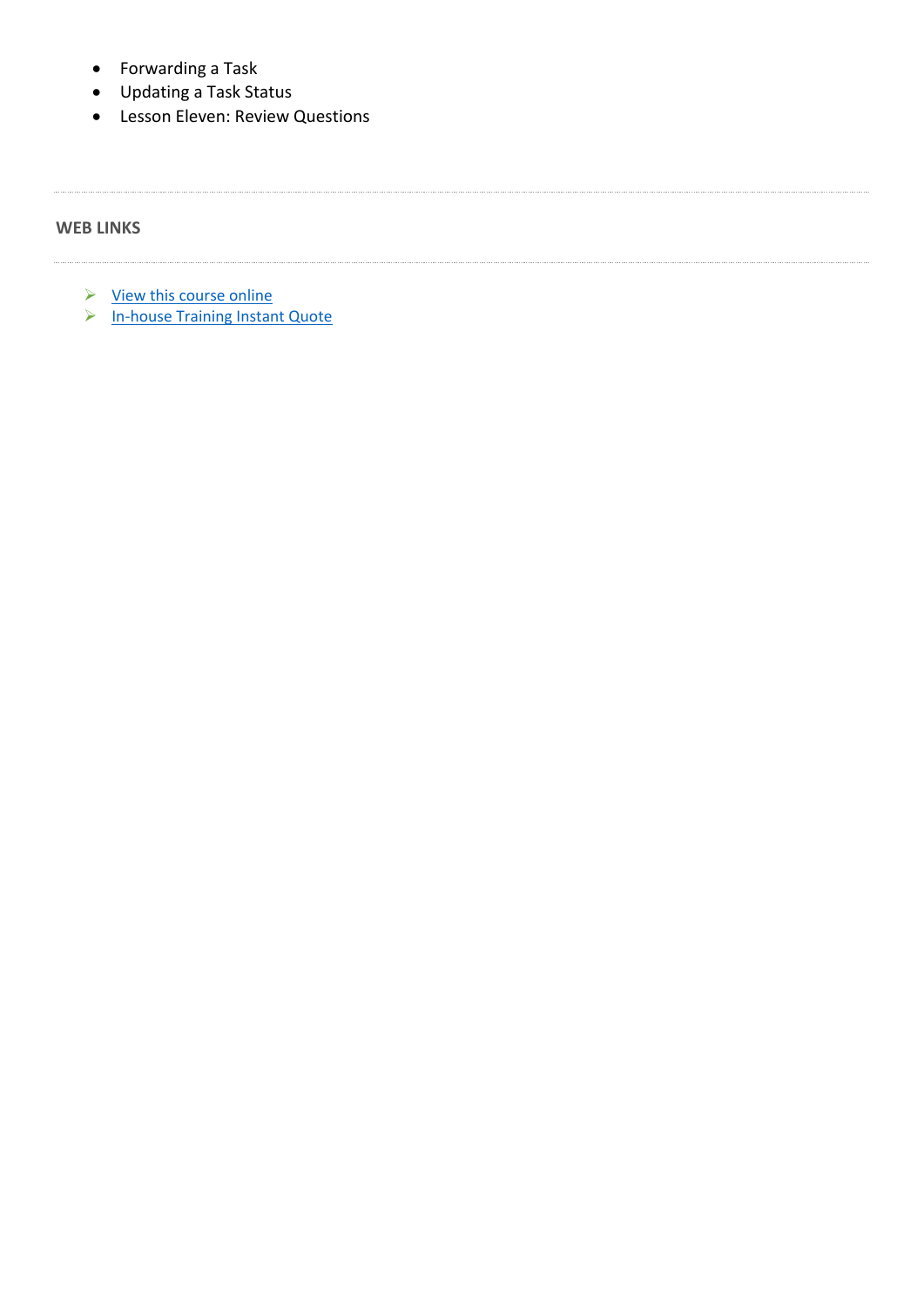- Forwarding a Task
- Updating a Task Status
- Lesson Eleven: Review Questions

---

**WEB LINKS**

---

- View this course online
- In-house Training Instant Quote